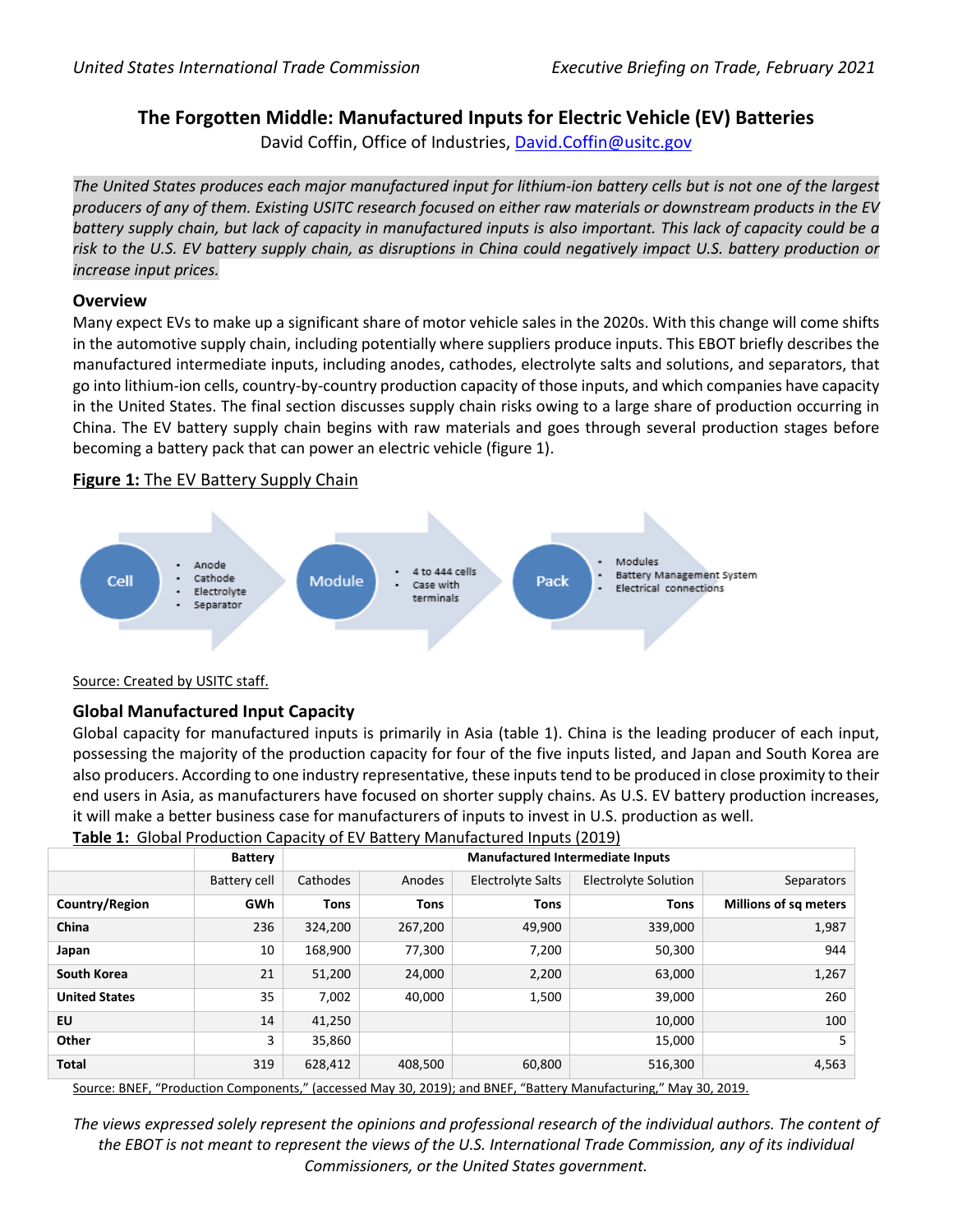# The Forgotten Middle: Manufactured Inputs for Electric Vehicle (EV) Batteries

David Coffin, Office of Industries, David.Coffin@usitc.gov

*The United States produces each major manufactured input for lithium-ion battery cells but is not one of the largest producers of any of them. Existing USITC research focused on either raw materials or downstream products in the EV battery supply chain, but lack of capacity in manufactured inputs is also important. This lack of capacity could be a risk to the U.S. EV battery supply chain, as disruptions in China could negatively impact U.S. battery production or increase input prices.*

## Overview

Many expect EVs to make up a significant share of motor vehicle sales in the 2020s. With this change will come shifts in the automotive supply chain, including potentially where suppliers produce inputs. This EBOT briefly describes the manufactured intermediate inputs, including anodes, cathodes, electrolyte salts and solutions, and separators, that go into lithium-ion cells, country-by-country production capacity of those inputs, and which companies have capacity in the United States. The final section discusses supply chain risks owing to a large share of production occurring in China. The EV battery supply chain begins with raw materials and goes through several production stages before becoming a battery pack that can power an electric vehicle (figure 1).

**Figure 1:** The EV Battery Supply Chain

Cell
- Anode
- Cathode
- Electrolyte
- Separator

Module
- 4 to 444 cells
- Case with terminals

Pack
- Modules
- Battery Management System
- Electrical connections

Source: Created by USITC staff.

## Global Manufactured Input Capacity

Global capacity for manufactured inputs is primarily in Asia (table 1). China is the leading producer of each input, possessing the majority of the production capacity for four of the five inputs listed, and Japan and South Korea are also producers. According to one industry representative, these inputs tend to be produced in close proximity to their end users in Asia, as manufacturers have focused on shorter supply chains. As U.S. EV battery production increases, it will make a better business case for manufacturers of inputs to invest in U.S. production as well.

**Table 1:** Global Production Capacity of EV Battery Manufactured Inputs (2019)

| | Battery | Manufactured Intermediate Inputs | | | | |
|---|---|---|---|---|---|---|
| | Battery cell | Cathodes | Anodes | Electrolyte Salts | Electrolyte Solution | Separators |
| **Country/Region** | **GWh** | **Tons** | **Tons** | **Tons** | **Tons** | **Millions of sq meters** |
| **China** | 236 | 324,200 | 267,200 | 49,900 | 339,000 | 1,987 |
| **Japan** | 10 | 168,900 | 77,300 | 7,200 | 50,300 | 944 |
| **South Korea** | 21 | 51,200 | 24,000 | 2,200 | 63,000 | 1,267 |
| **United States** | 35 | 7,002 | 40,000 | 1,500 | 39,000 | 260 |
| **EU** | 14 | 41,250 | | | 10,000 | 100 |
| **Other** | 3 | 35,860 | | | 15,000 | 5 |
| **Total** | 319 | 628,412 | 408,500 | 60,800 | 516,300 | 4,563 |

Source: BNEF, "Production Components," (accessed May 30, 2019); and BNEF, "Battery Manufacturing," May 30, 2019.

*The views expressed solely represent the opinions and professional research of the individual authors. The content of the EBOT is not meant to represent the views of the U.S. International Trade Commission, any of its individual Commissioners, or the United States government.*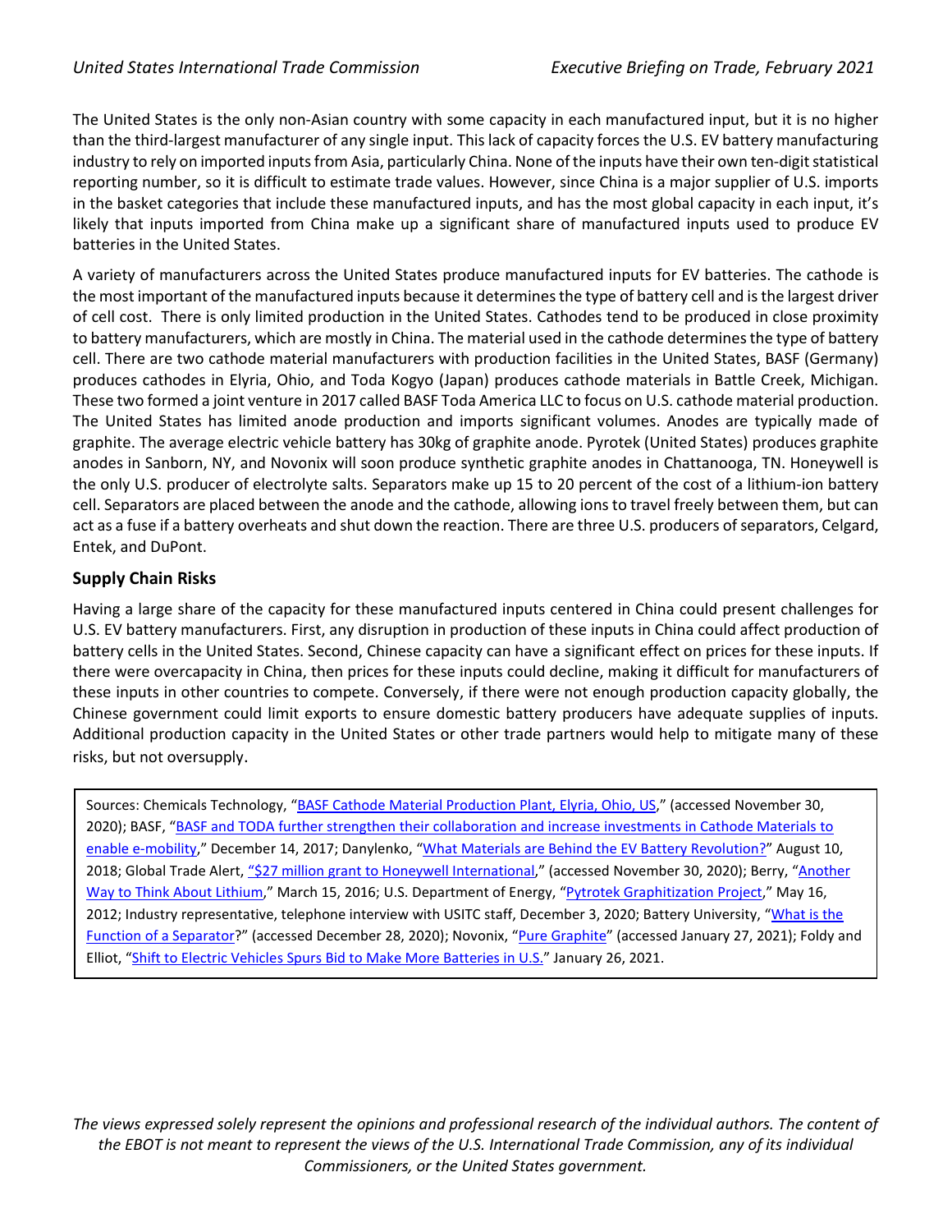The United States is the only non-Asian country with some capacity in each manufactured input, but it is no higher than the third-largest manufacturer of any single input. This lack of capacity forces the U.S. EV battery manufacturing industry to rely on imported inputs from Asia, particularly China. None of the inputs have their own ten-digit statistical reporting number, so it is difficult to estimate trade values. However, since China is a major supplier of U.S. imports in the basket categories that include these manufactured inputs, and has the most global capacity in each input, it's likely that inputs imported from China make up a significant share of manufactured inputs used to produce EV batteries in the United States.

A variety of manufacturers across the United States produce manufactured inputs for EV batteries. The cathode is the most important of the manufactured inputs because it determines the type of battery cell and is the largest driver of cell cost. There is only limited production in the United States. Cathodes tend to be produced in close proximity to battery manufacturers, which are mostly in China. The material used in the cathode determines the type of battery cell. There are two cathode material manufacturers with production facilities in the United States, BASF (Germany) produces cathodes in Elyria, Ohio, and Toda Kogyo (Japan) produces cathode materials in Battle Creek, Michigan. These two formed a joint venture in 2017 called BASF Toda America LLC to focus on U.S. cathode material production. The United States has limited anode production and imports significant volumes. Anodes are typically made of graphite. The average electric vehicle battery has 30kg of graphite anode. Pyrotek (United States) produces graphite anodes in Sanborn, NY, and Novonix will soon produce synthetic graphite anodes in Chattanooga, TN. Honeywell is the only U.S. producer of electrolyte salts. Separators make up 15 to 20 percent of the cost of a lithium-ion battery cell. Separators are placed between the anode and the cathode, allowing ions to travel freely between them, but can act as a fuse if a battery overheats and shut down the reaction. There are three U.S. producers of separators, Celgard, Entek, and DuPont.

## Supply Chain Risks

Having a large share of the capacity for these manufactured inputs centered in China could present challenges for U.S. EV battery manufacturers. First, any disruption in production of these inputs in China could affect production of battery cells in the United States. Second, Chinese capacity can have a significant effect on prices for these inputs. If there were overcapacity in China, then prices for these inputs could decline, making it difficult for manufacturers of these inputs in other countries to compete. Conversely, if there were not enough production capacity globally, the Chinese government could limit exports to ensure domestic battery producers have adequate supplies of inputs. Additional production capacity in the United States or other trade partners would help to mitigate many of these risks, but not oversupply.

Sources: Chemicals Technology, "BASF Cathode Material Production Plant, Elyria, Ohio, US," (accessed November 30, 2020); BASF, "BASF and TODA further strengthen their collaboration and increase investments in Cathode Materials to enable e-mobility," December 14, 2017; Danylenko, "What Materials are Behind the EV Battery Revolution?" August 10, 2018; Global Trade Alert, "$27 million grant to Honeywell International," (accessed November 30, 2020); Berry, "Another Way to Think About Lithium," March 15, 2016; U.S. Department of Energy, "Pytrotek Graphitization Project," May 16, 2012; Industry representative, telephone interview with USITC staff, December 3, 2020; Battery University, "What is the Function of a Separator?" (accessed December 28, 2020); Novonix, "Pure Graphite" (accessed January 27, 2021); Foldy and Elliot, "Shift to Electric Vehicles Spurs Bid to Make More Batteries in U.S." January 26, 2021.

*The views expressed solely represent the opinions and professional research of the individual authors. The content of the EBOT is not meant to represent the views of the U.S. International Trade Commission, any of its individual Commissioners, or the United States government.*